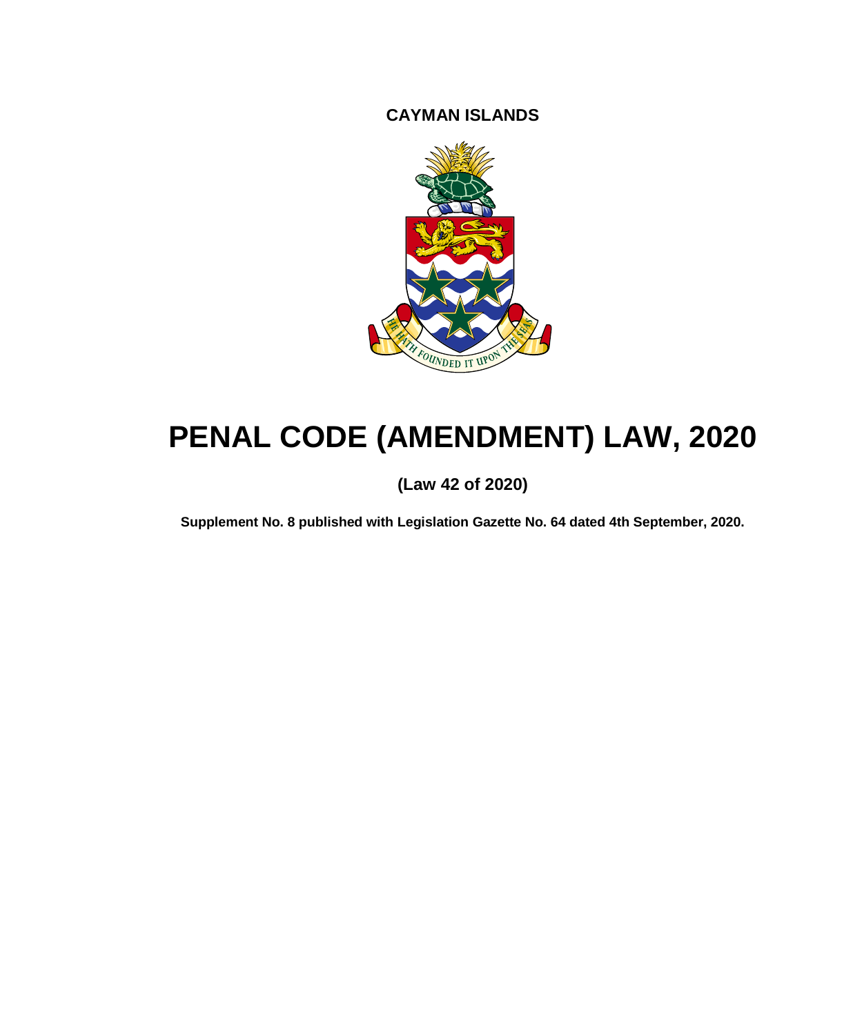**CAYMAN ISLANDS**

# PENAL CODE (AMENDMENT) LAW, 2020

**(Law 42 of 2020)**

**Supplement No. 8 published with Legislation Gazette No. 64 dated 4th September, 2020.**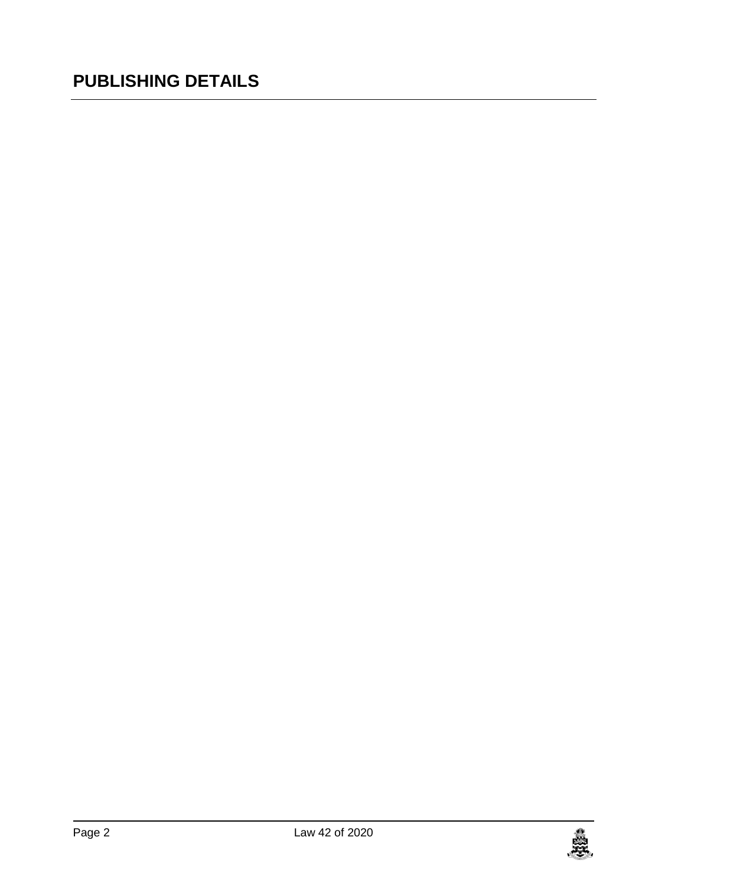# PUBLISHING DETAILS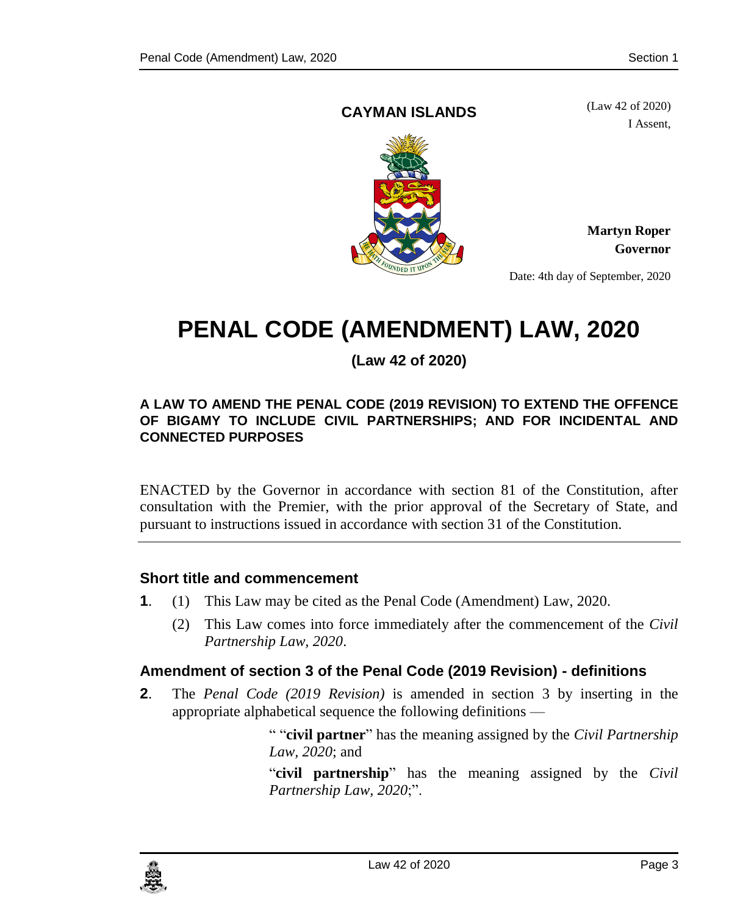**CAYMAN ISLANDS**

(Law 42 of 2020)

I Assent,

**Martyn Roper**
**Governor**

Date: 4th day of September, 2020

# PENAL CODE (AMENDMENT) LAW, 2020

**(Law 42 of 2020)**

**A LAW TO AMEND THE PENAL CODE (2019 REVISION) TO EXTEND THE OFFENCE OF BIGAMY TO INCLUDE CIVIL PARTNERSHIPS; AND FOR INCIDENTAL AND CONNECTED PURPOSES**

ENACTED by the Governor in accordance with section 81 of the Constitution, after consultation with the Premier, with the prior approval of the Secretary of State, and pursuant to instructions issued in accordance with section 31 of the Constitution.

### Short title and commencement

**1**. (1) This Law may be cited as the Penal Code (Amendment) Law, 2020.

(2) This Law comes into force immediately after the commencement of the *Civil Partnership Law, 2020*.

### Amendment of section 3 of the Penal Code (2019 Revision) - definitions

**2**. The *Penal Code (2019 Revision)* is amended in section 3 by inserting in the appropriate alphabetical sequence the following definitions —

> " "**civil partner**" has the meaning assigned by the *Civil Partnership Law, 2020*; and
>
> "**civil partnership**" has the meaning assigned by the *Civil Partnership Law, 2020*;".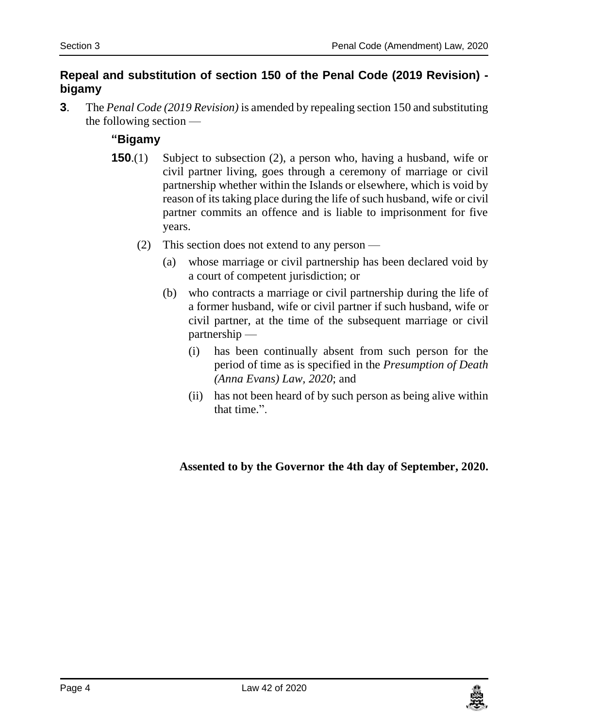## Repeal and substitution of section 150 of the Penal Code (2019 Revision) - bigamy

**3**. The *Penal Code (2019 Revision)* is amended by repealing section 150 and substituting the following section —

### "Bigamy

**150**.(1) Subject to subsection (2), a person who, having a husband, wife or civil partner living, goes through a ceremony of marriage or civil partnership whether within the Islands or elsewhere, which is void by reason of its taking place during the life of such husband, wife or civil partner commits an offence and is liable to imprisonment for five years.

(2) This section does not extend to any person —

(a) whose marriage or civil partnership has been declared void by a court of competent jurisdiction; or

(b) who contracts a marriage or civil partnership during the life of a former husband, wife or civil partner if such husband, wife or civil partner, at the time of the subsequent marriage or civil partnership —

(i) has been continually absent from such person for the period of time as is specified in the *Presumption of Death (Anna Evans) Law, 2020*; and

(ii) has not been heard of by such person as being alive within that time.".

**Assented to by the Governor the 4th day of September, 2020.**